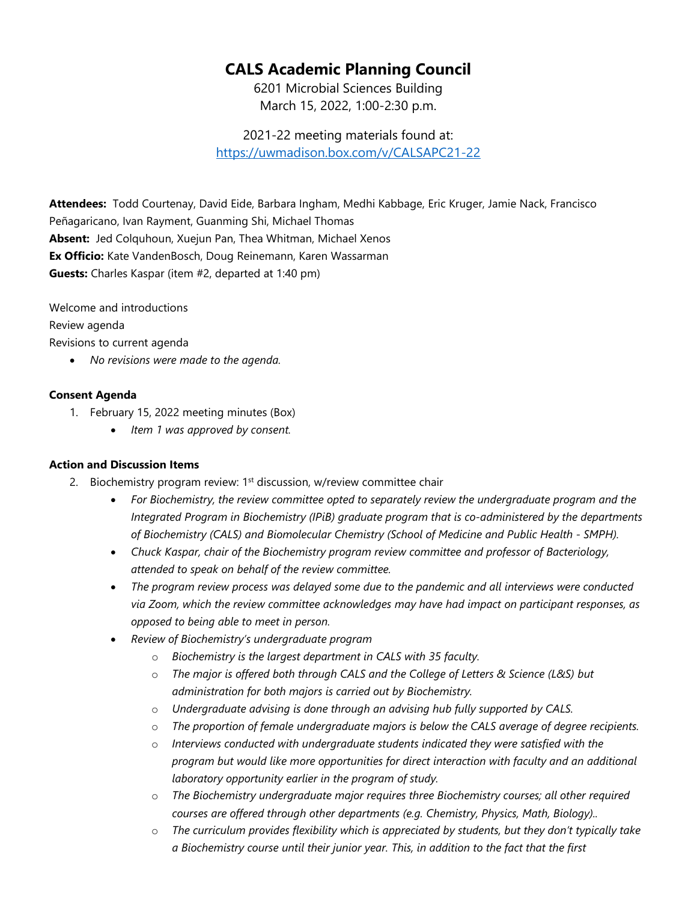# CALS Academic Planning Council

6201 Microbial Sciences Building
March 15, 2022, 1:00-2:30 p.m.

2021-22 meeting materials found at:
https://uwmadison.box.com/v/CALSAPC21-22

**Attendees:** Todd Courtenay, David Eide, Barbara Ingham, Medhi Kabbage, Eric Kruger, Jamie Nack, Francisco Peñagaricano, Ivan Rayment, Guanming Shi, Michael Thomas
**Absent:** Jed Colquhoun, Xuejun Pan, Thea Whitman, Michael Xenos
**Ex Officio:** Kate VandenBosch, Doug Reinemann, Karen Wassarman
**Guests:** Charles Kaspar (item #2, departed at 1:40 pm)

Welcome and introductions
Review agenda
Revisions to current agenda

- *No revisions were made to the agenda.*

**Consent Agenda**

1. February 15, 2022 meeting minutes (Box)
    - *Item 1 was approved by consent.*

**Action and Discussion Items**

2. Biochemistry program review: 1st discussion, w/review committee chair
    - *For Biochemistry, the review committee opted to separately review the undergraduate program and the Integrated Program in Biochemistry (IPiB) graduate program that is co-administered by the departments of Biochemistry (CALS) and Biomolecular Chemistry (School of Medicine and Public Health - SMPH).*
    - *Chuck Kaspar, chair of the Biochemistry program review committee and professor of Bacteriology, attended to speak on behalf of the review committee.*
    - *The program review process was delayed some due to the pandemic and all interviews were conducted via Zoom, which the review committee acknowledges may have had impact on participant responses, as opposed to being able to meet in person.*
    - *Review of Biochemistry's undergraduate program*
        - *Biochemistry is the largest department in CALS with 35 faculty.*
        - *The major is offered both through CALS and the College of Letters & Science (L&S) but administration for both majors is carried out by Biochemistry.*
        - *Undergraduate advising is done through an advising hub fully supported by CALS.*
        - *The proportion of female undergraduate majors is below the CALS average of degree recipients.*
        - *Interviews conducted with undergraduate students indicated they were satisfied with the program but would like more opportunities for direct interaction with faculty and an additional laboratory opportunity earlier in the program of study.*
        - *The Biochemistry undergraduate major requires three Biochemistry courses; all other required courses are offered through other departments (e.g. Chemistry, Physics, Math, Biology)..*
        - *The curriculum provides flexibility which is appreciated by students, but they don't typically take a Biochemistry course until their junior year. This, in addition to the fact that the first*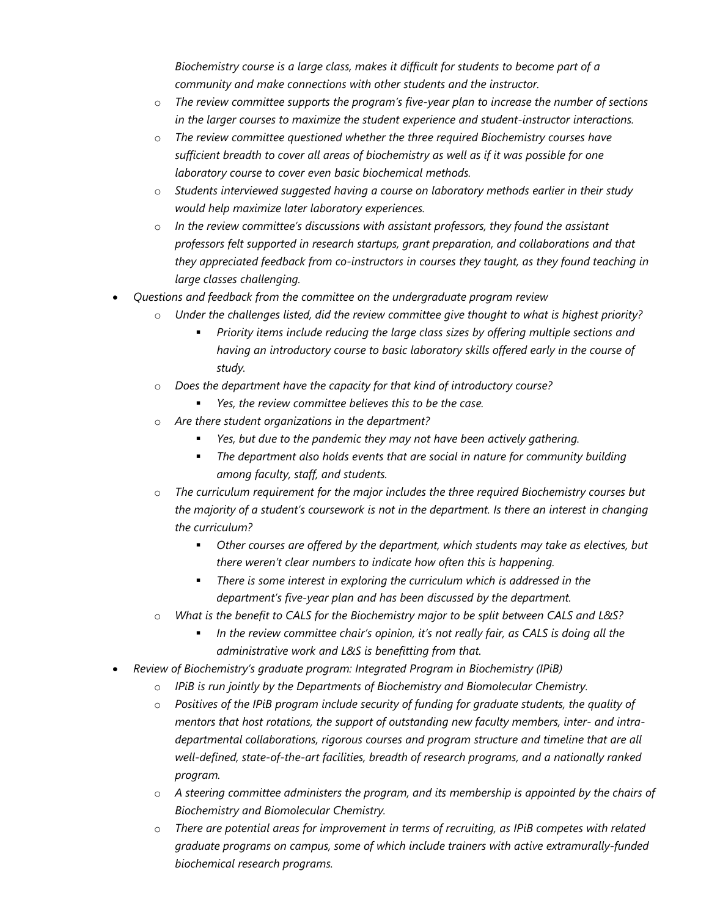*Biochemistry course is a large class, makes it difficult for students to become part of a community and make connections with other students and the instructor.*
  - *The review committee supports the program's five-year plan to increase the number of sections in the larger courses to maximize the student experience and student-instructor interactions.*
  - *The review committee questioned whether the three required Biochemistry courses have sufficient breadth to cover all areas of biochemistry as well as if it was possible for one laboratory course to cover even basic biochemical methods.*
  - *Students interviewed suggested having a course on laboratory methods earlier in their study would help maximize later laboratory experiences.*
  - *In the review committee's discussions with assistant professors, they found the assistant professors felt supported in research startups, grant preparation, and collaborations and that they appreciated feedback from co-instructors in courses they taught, as they found teaching in large classes challenging.*
- *Questions and feedback from the committee on the undergraduate program review*
  - *Under the challenges listed, did the review committee give thought to what is highest priority?*
    - *Priority items include reducing the large class sizes by offering multiple sections and having an introductory course to basic laboratory skills offered early in the course of study.*
  - *Does the department have the capacity for that kind of introductory course?*
    - *Yes, the review committee believes this to be the case.*
  - *Are there student organizations in the department?*
    - *Yes, but due to the pandemic they may not have been actively gathering.*
    - *The department also holds events that are social in nature for community building among faculty, staff, and students.*
  - *The curriculum requirement for the major includes the three required Biochemistry courses but the majority of a student's coursework is not in the department. Is there an interest in changing the curriculum?*
    - *Other courses are offered by the department, which students may take as electives, but there weren't clear numbers to indicate how often this is happening.*
    - *There is some interest in exploring the curriculum which is addressed in the department's five-year plan and has been discussed by the department.*
  - *What is the benefit to CALS for the Biochemistry major to be split between CALS and L&S?*
    - *In the review committee chair's opinion, it's not really fair, as CALS is doing all the administrative work and L&S is benefitting from that.*
- *Review of Biochemistry's graduate program: Integrated Program in Biochemistry (IPiB)*
  - *IPiB is run jointly by the Departments of Biochemistry and Biomolecular Chemistry.*
  - *Positives of the IPiB program include security of funding for graduate students, the quality of mentors that host rotations, the support of outstanding new faculty members, inter- and intra-departmental collaborations, rigorous courses and program structure and timeline that are all well-defined, state-of-the-art facilities, breadth of research programs, and a nationally ranked program.*
  - *A steering committee administers the program, and its membership is appointed by the chairs of Biochemistry and Biomolecular Chemistry.*
  - *There are potential areas for improvement in terms of recruiting, as IPiB competes with related graduate programs on campus, some of which include trainers with active extramurally-funded biochemical research programs.*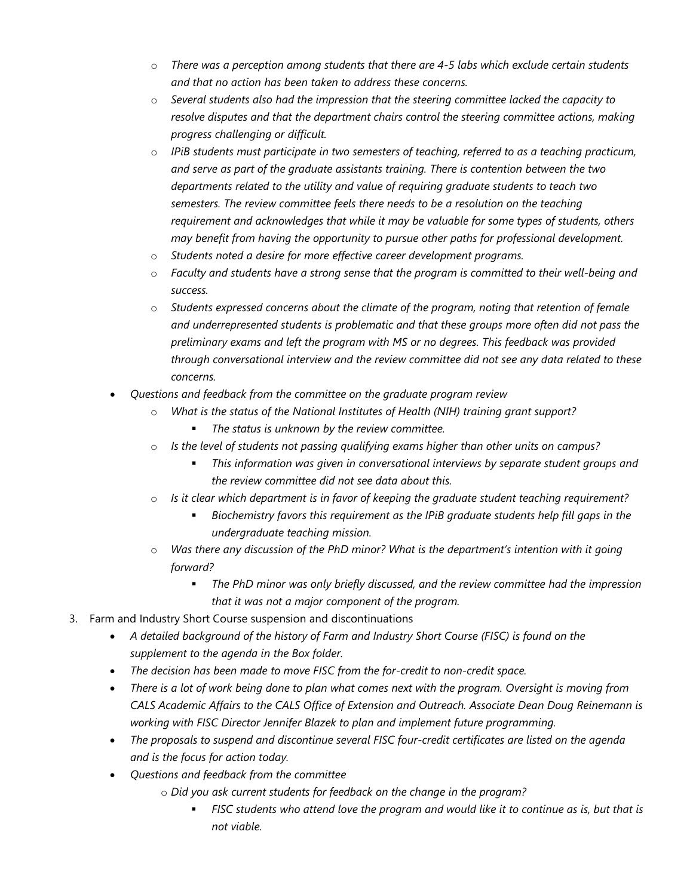- *There was a perception among students that there are 4-5 labs which exclude certain students and that no action has been taken to address these concerns.*
    - *Several students also had the impression that the steering committee lacked the capacity to resolve disputes and that the department chairs control the steering committee actions, making progress challenging or difficult.*
    - *IPiB students must participate in two semesters of teaching, referred to as a teaching practicum, and serve as part of the graduate assistants training. There is contention between the two departments related to the utility and value of requiring graduate students to teach two semesters. The review committee feels there needs to be a resolution on the teaching requirement and acknowledges that while it may be valuable for some types of students, others may benefit from having the opportunity to pursue other paths for professional development.*
    - *Students noted a desire for more effective career development programs.*
    - *Faculty and students have a strong sense that the program is committed to their well-being and success.*
    - *Students expressed concerns about the climate of the program, noting that retention of female and underrepresented students is problematic and that these groups more often did not pass the preliminary exams and left the program with MS or no degrees. This feedback was provided through conversational interview and the review committee did not see any data related to these concerns.*
- *Questions and feedback from the committee on the graduate program review*
    - *What is the status of the National Institutes of Health (NIH) training grant support?*
        - *The status is unknown by the review committee.*
    - *Is the level of students not passing qualifying exams higher than other units on campus?*
        - *This information was given in conversational interviews by separate student groups and the review committee did not see data about this.*
    - *Is it clear which department is in favor of keeping the graduate student teaching requirement?*
        - *Biochemistry favors this requirement as the IPiB graduate students help fill gaps in the undergraduate teaching mission.*
    - *Was there any discussion of the PhD minor? What is the department's intention with it going forward?*
        - *The PhD minor was only briefly discussed, and the review committee had the impression that it was not a major component of the program.*

3. Farm and Industry Short Course suspension and discontinuations
    - *A detailed background of the history of Farm and Industry Short Course (FISC) is found on the supplement to the agenda in the Box folder.*
    - *The decision has been made to move FISC from the for-credit to non-credit space.*
    - *There is a lot of work being done to plan what comes next with the program. Oversight is moving from CALS Academic Affairs to the CALS Office of Extension and Outreach. Associate Dean Doug Reinemann is working with FISC Director Jennifer Blazek to plan and implement future programming.*
    - *The proposals to suspend and discontinue several FISC four-credit certificates are listed on the agenda and is the focus for action today.*
    - *Questions and feedback from the committee*
        - *Did you ask current students for feedback on the change in the program?*
            - *FISC students who attend love the program and would like it to continue as is, but that is not viable.*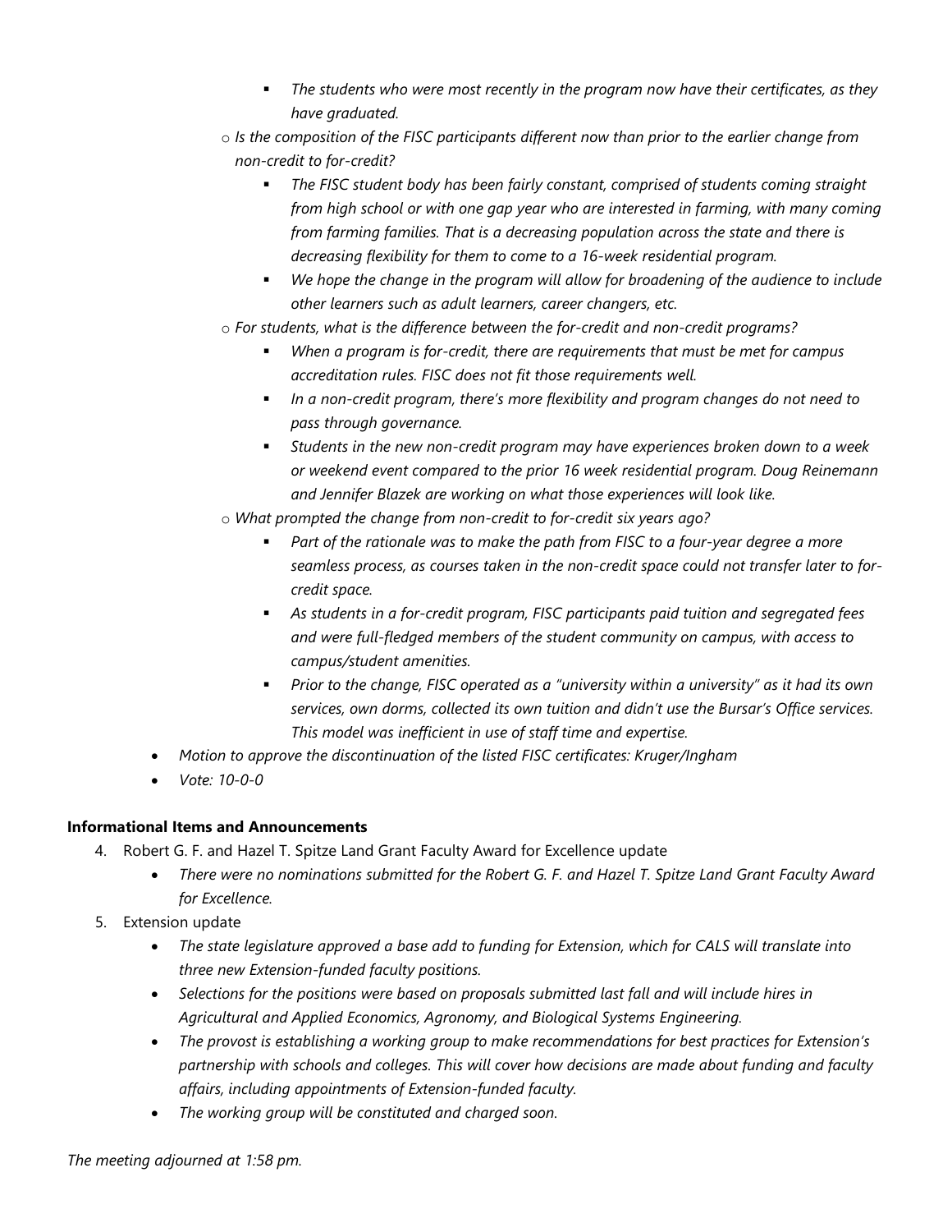- *The students who were most recently in the program now have their certificates, as they have graduated.*
    - *Is the composition of the FISC participants different now than prior to the earlier change from non-credit to for-credit?*
        - *The FISC student body has been fairly constant, comprised of students coming straight from high school or with one gap year who are interested in farming, with many coming from farming families. That is a decreasing population across the state and there is decreasing flexibility for them to come to a 16-week residential program.*
        - *We hope the change in the program will allow for broadening of the audience to include other learners such as adult learners, career changers, etc.*
    - *For students, what is the difference between the for-credit and non-credit programs?*
        - *When a program is for-credit, there are requirements that must be met for campus accreditation rules. FISC does not fit those requirements well.*
        - *In a non-credit program, there's more flexibility and program changes do not need to pass through governance.*
        - *Students in the new non-credit program may have experiences broken down to a week or weekend event compared to the prior 16 week residential program. Doug Reinemann and Jennifer Blazek are working on what those experiences will look like.*
    - *What prompted the change from non-credit to for-credit six years ago?*
        - *Part of the rationale was to make the path from FISC to a four-year degree a more seamless process, as courses taken in the non-credit space could not transfer later to for-credit space.*
        - *As students in a for-credit program, FISC participants paid tuition and segregated fees and were full-fledged members of the student community on campus, with access to campus/student amenities.*
        - *Prior to the change, FISC operated as a "university within a university" as it had its own services, own dorms, collected its own tuition and didn't use the Bursar's Office services. This model was inefficient in use of staff time and expertise.*
- *Motion to approve the discontinuation of the listed FISC certificates: Kruger/Ingham*
- *Vote: 10-0-0*

**Informational Items and Announcements**

4. Robert G. F. and Hazel T. Spitze Land Grant Faculty Award for Excellence update
    - *There were no nominations submitted for the Robert G. F. and Hazel T. Spitze Land Grant Faculty Award for Excellence.*
5. Extension update
    - *The state legislature approved a base add to funding for Extension, which for CALS will translate into three new Extension-funded faculty positions.*
    - *Selections for the positions were based on proposals submitted last fall and will include hires in Agricultural and Applied Economics, Agronomy, and Biological Systems Engineering.*
    - *The provost is establishing a working group to make recommendations for best practices for Extension's partnership with schools and colleges. This will cover how decisions are made about funding and faculty affairs, including appointments of Extension-funded faculty.*
    - *The working group will be constituted and charged soon.*

*The meeting adjourned at 1:58 pm.*